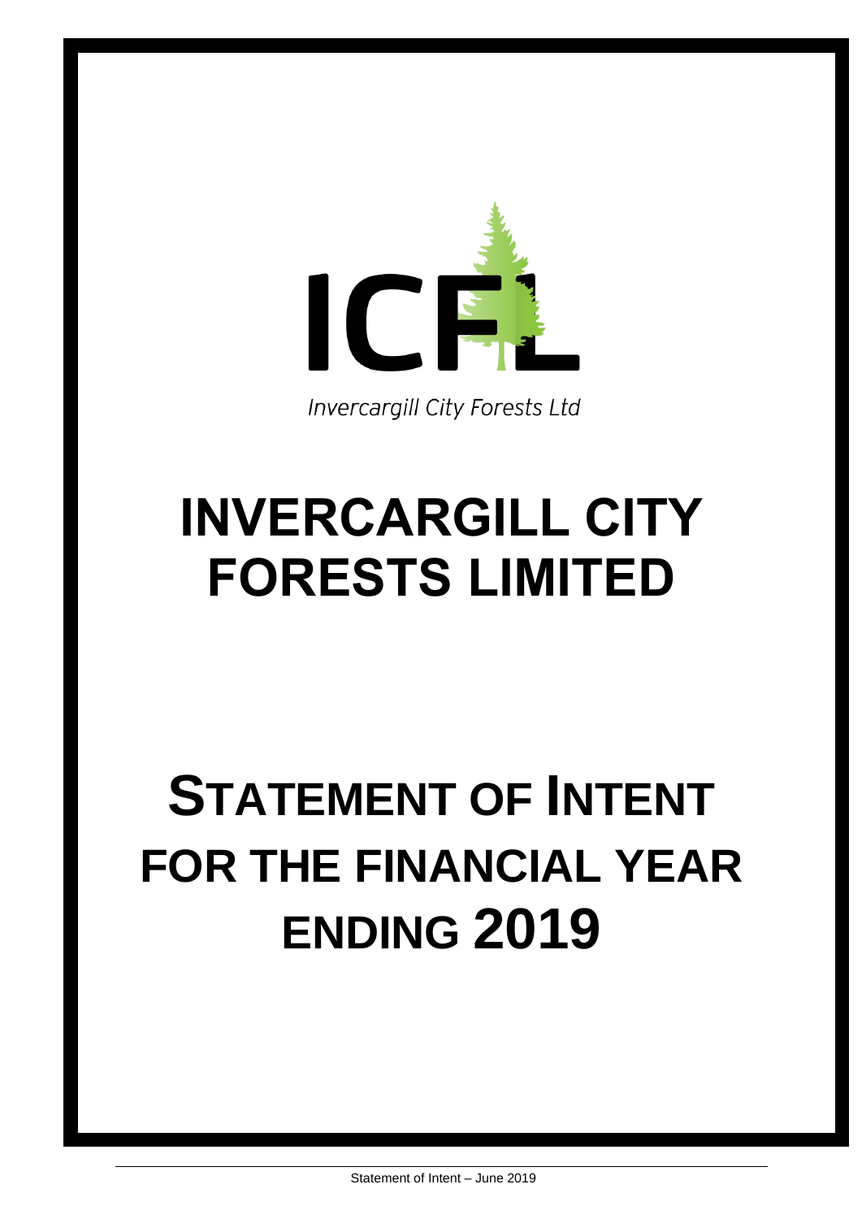ICFL

*Invercargill City Forests Ltd*

# INVERCARGILL CITY FORESTS LIMITED

# STATEMENT OF INTENT FOR THE FINANCIAL YEAR ENDING 2019

Statement of Intent – June 2019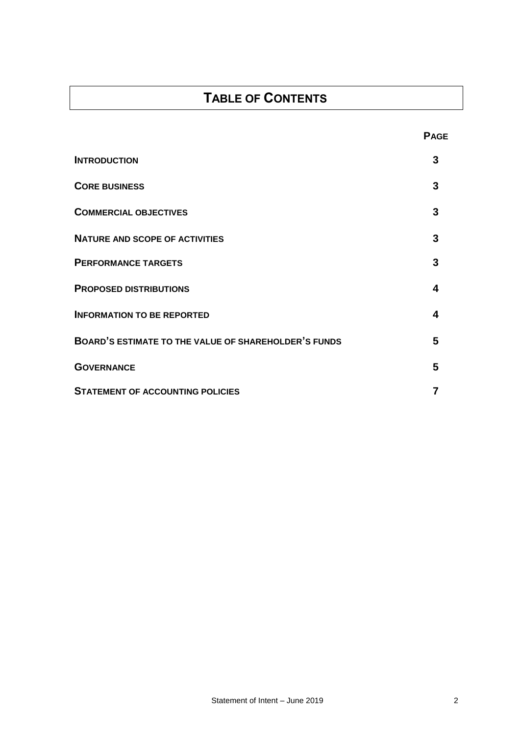# TABLE OF CONTENTS

| | PAGE |
|---|---|
| **INTRODUCTION** | **3** |
| **CORE BUSINESS** | **3** |
| **COMMERCIAL OBJECTIVES** | **3** |
| **NATURE AND SCOPE OF ACTIVITIES** | **3** |
| **PERFORMANCE TARGETS** | **3** |
| **PROPOSED DISTRIBUTIONS** | **4** |
| **INFORMATION TO BE REPORTED** | **4** |
| **BOARD'S ESTIMATE TO THE VALUE OF SHAREHOLDER'S FUNDS** | **5** |
| **GOVERNANCE** | **5** |
| **STATEMENT OF ACCOUNTING POLICIES** | **7** |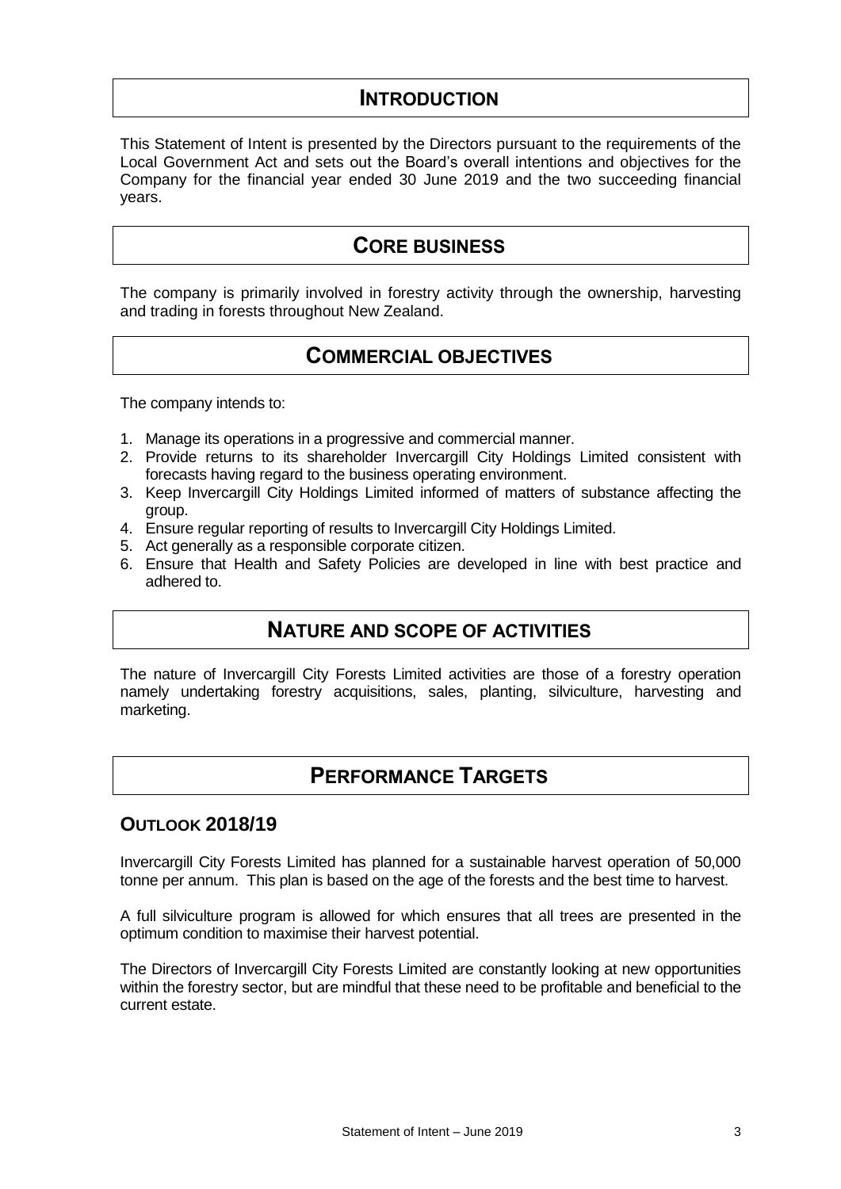## INTRODUCTION

This Statement of Intent is presented by the Directors pursuant to the requirements of the Local Government Act and sets out the Board's overall intentions and objectives for the Company for the financial year ended 30 June 2019 and the two succeeding financial years.

## CORE BUSINESS

The company is primarily involved in forestry activity through the ownership, harvesting and trading in forests throughout New Zealand.

## COMMERCIAL OBJECTIVES

The company intends to:

1. Manage its operations in a progressive and commercial manner.
2. Provide returns to its shareholder Invercargill City Holdings Limited consistent with forecasts having regard to the business operating environment.
3. Keep Invercargill City Holdings Limited informed of matters of substance affecting the group.
4. Ensure regular reporting of results to Invercargill City Holdings Limited.
5. Act generally as a responsible corporate citizen.
6. Ensure that Health and Safety Policies are developed in line with best practice and adhered to.

## NATURE AND SCOPE OF ACTIVITIES

The nature of Invercargill City Forests Limited activities are those of a forestry operation namely undertaking forestry acquisitions, sales, planting, silviculture, harvesting and marketing.

## PERFORMANCE TARGETS

### OUTLOOK 2018/19

Invercargill City Forests Limited has planned for a sustainable harvest operation of 50,000 tonne per annum. This plan is based on the age of the forests and the best time to harvest.

A full silviculture program is allowed for which ensures that all trees are presented in the optimum condition to maximise their harvest potential.

The Directors of Invercargill City Forests Limited are constantly looking at new opportunities within the forestry sector, but are mindful that these need to be profitable and beneficial to the current estate.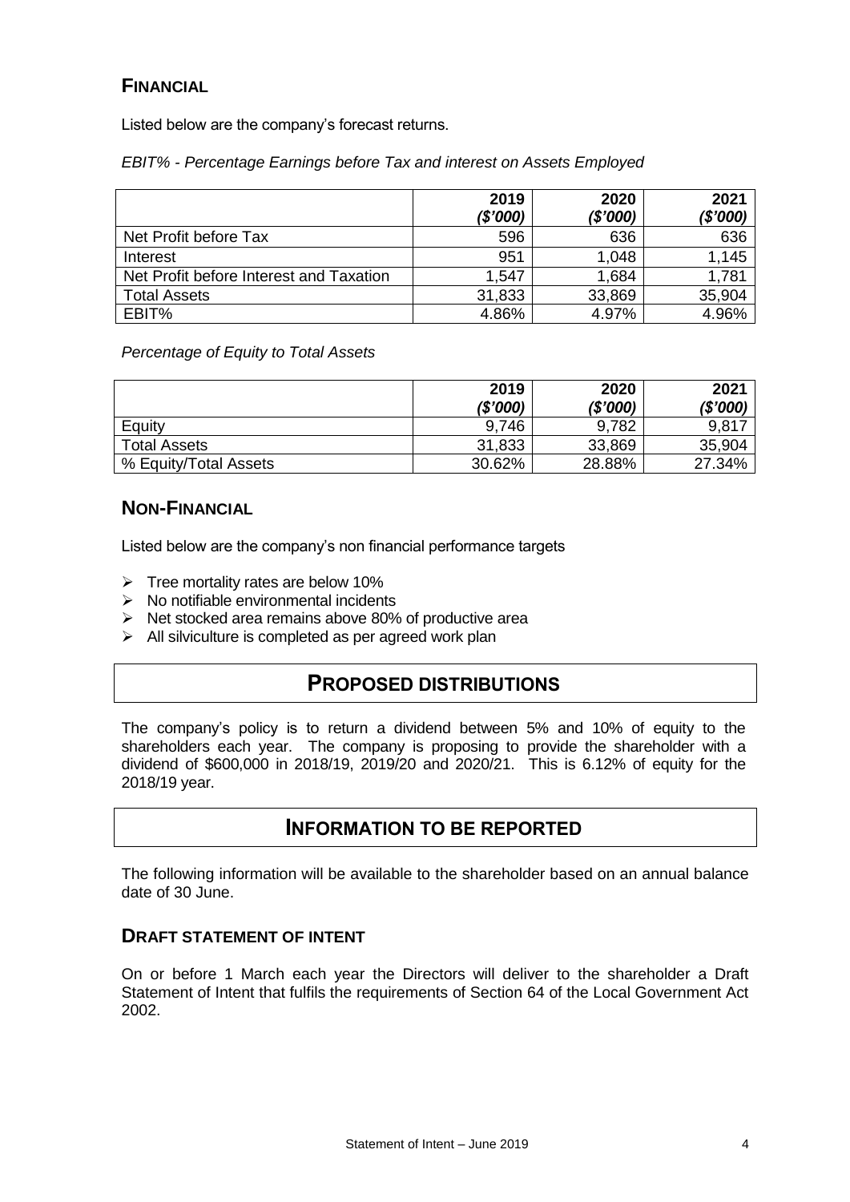## FINANCIAL

Listed below are the company's forecast returns.

*EBIT% - Percentage Earnings before Tax and interest on Assets Employed*

| | 2019 *($'000)* | 2020 *($'000)* | 2021 *($'000)* |
|---|---|---|---|
| Net Profit before Tax | 596 | 636 | 636 |
| Interest | 951 | 1,048 | 1,145 |
| Net Profit before Interest and Taxation | 1,547 | 1,684 | 1,781 |
| Total Assets | 31,833 | 33,869 | 35,904 |
| EBIT% | 4.86% | 4.97% | 4.96% |

*Percentage of Equity to Total Assets*

| | 2019 *($'000)* | 2020 *($'000)* | 2021 *($'000)* |
|---|---|---|---|
| Equity | 9,746 | 9,782 | 9,817 |
| Total Assets | 31,833 | 33,869 | 35,904 |
| % Equity/Total Assets | 30.62% | 28.88% | 27.34% |

## NON-FINANCIAL

Listed below are the company's non financial performance targets

- Tree mortality rates are below 10%
- No notifiable environmental incidents
- Net stocked area remains above 80% of productive area
- All silviculture is completed as per agreed work plan

# PROPOSED DISTRIBUTIONS

The company's policy is to return a dividend between 5% and 10% of equity to the shareholders each year. The company is proposing to provide the shareholder with a dividend of $600,000 in 2018/19, 2019/20 and 2020/21. This is 6.12% of equity for the 2018/19 year.

# INFORMATION TO BE REPORTED

The following information will be available to the shareholder based on an annual balance date of 30 June.

### DRAFT STATEMENT OF INTENT

On or before 1 March each year the Directors will deliver to the shareholder a Draft Statement of Intent that fulfils the requirements of Section 64 of the Local Government Act 2002.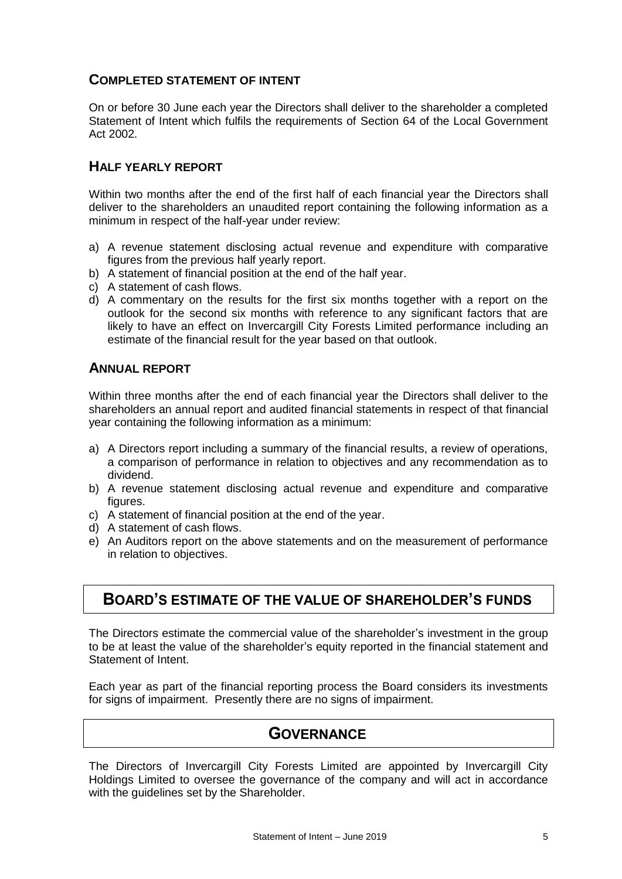## Completed Statement of Intent

On or before 30 June each year the Directors shall deliver to the shareholder a completed Statement of Intent which fulfils the requirements of Section 64 of the Local Government Act 2002.

## Half Yearly Report

Within two months after the end of the first half of each financial year the Directors shall deliver to the shareholders an unaudited report containing the following information as a minimum in respect of the half-year under review:

a) A revenue statement disclosing actual revenue and expenditure with comparative figures from the previous half yearly report.
b) A statement of financial position at the end of the half year.
c) A statement of cash flows.
d) A commentary on the results for the first six months together with a report on the outlook for the second six months with reference to any significant factors that are likely to have an effect on Invercargill City Forests Limited performance including an estimate of the financial result for the year based on that outlook.

## Annual Report

Within three months after the end of each financial year the Directors shall deliver to the shareholders an annual report and audited financial statements in respect of that financial year containing the following information as a minimum:

a) A Directors report including a summary of the financial results, a review of operations, a comparison of performance in relation to objectives and any recommendation as to dividend.
b) A revenue statement disclosing actual revenue and expenditure and comparative figures.
c) A statement of financial position at the end of the year.
d) A statement of cash flows.
e) An Auditors report on the above statements and on the measurement of performance in relation to objectives.

# Board's Estimate of the Value of Shareholder's Funds

The Directors estimate the commercial value of the shareholder's investment in the group to be at least the value of the shareholder's equity reported in the financial statement and Statement of Intent.

Each year as part of the financial reporting process the Board considers its investments for signs of impairment. Presently there are no signs of impairment.

# Governance

The Directors of Invercargill City Forests Limited are appointed by Invercargill City Holdings Limited to oversee the governance of the company and will act in accordance with the guidelines set by the Shareholder.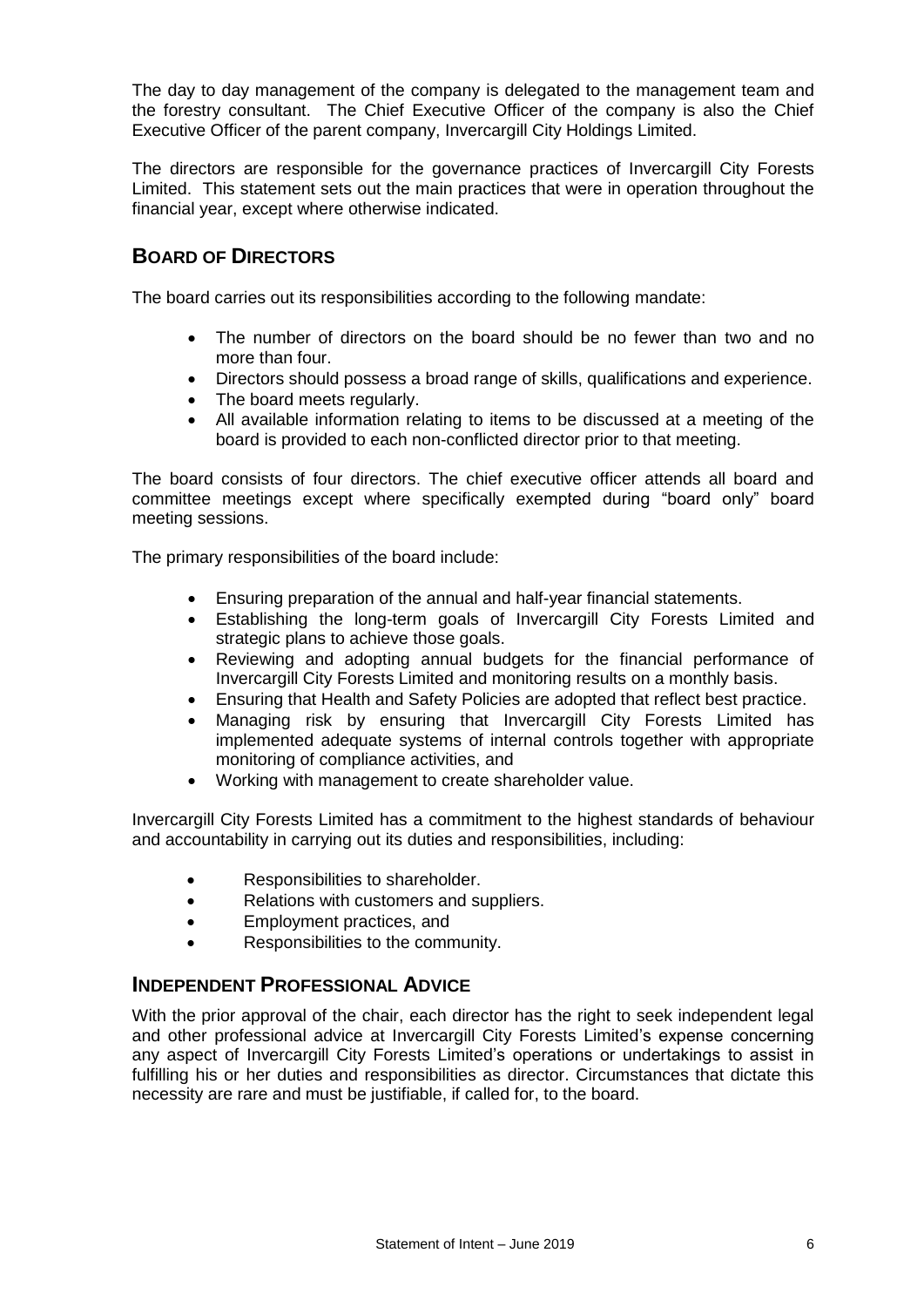The day to day management of the company is delegated to the management team and the forestry consultant. The Chief Executive Officer of the company is also the Chief Executive Officer of the parent company, Invercargill City Holdings Limited.

The directors are responsible for the governance practices of Invercargill City Forests Limited. This statement sets out the main practices that were in operation throughout the financial year, except where otherwise indicated.

## BOARD OF DIRECTORS

The board carries out its responsibilities according to the following mandate:

- The number of directors on the board should be no fewer than two and no more than four.
- Directors should possess a broad range of skills, qualifications and experience.
- The board meets regularly.
- All available information relating to items to be discussed at a meeting of the board is provided to each non-conflicted director prior to that meeting.

The board consists of four directors. The chief executive officer attends all board and committee meetings except where specifically exempted during "board only" board meeting sessions.

The primary responsibilities of the board include:

- Ensuring preparation of the annual and half-year financial statements.
- Establishing the long-term goals of Invercargill City Forests Limited and strategic plans to achieve those goals.
- Reviewing and adopting annual budgets for the financial performance of Invercargill City Forests Limited and monitoring results on a monthly basis.
- Ensuring that Health and Safety Policies are adopted that reflect best practice.
- Managing risk by ensuring that Invercargill City Forests Limited has implemented adequate systems of internal controls together with appropriate monitoring of compliance activities, and
- Working with management to create shareholder value.

Invercargill City Forests Limited has a commitment to the highest standards of behaviour and accountability in carrying out its duties and responsibilities, including:

- Responsibilities to shareholder.
- Relations with customers and suppliers.
- Employment practices, and
- Responsibilities to the community.

## INDEPENDENT PROFESSIONAL ADVICE

With the prior approval of the chair, each director has the right to seek independent legal and other professional advice at Invercargill City Forests Limited's expense concerning any aspect of Invercargill City Forests Limited's operations or undertakings to assist in fulfilling his or her duties and responsibilities as director. Circumstances that dictate this necessity are rare and must be justifiable, if called for, to the board.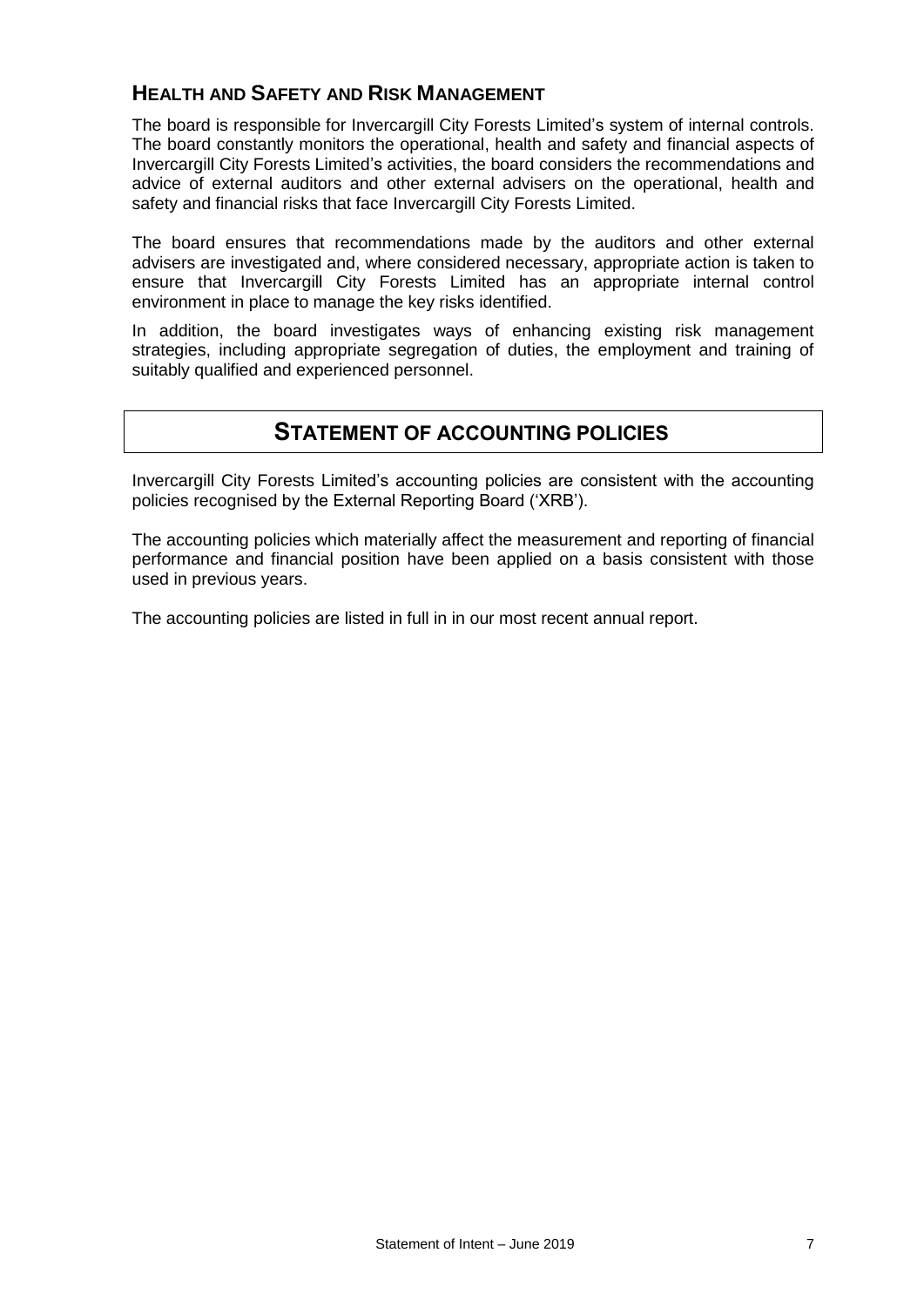## HEALTH AND SAFETY AND RISK MANAGEMENT

The board is responsible for Invercargill City Forests Limited's system of internal controls. The board constantly monitors the operational, health and safety and financial aspects of Invercargill City Forests Limited's activities, the board considers the recommendations and advice of external auditors and other external advisers on the operational, health and safety and financial risks that face Invercargill City Forests Limited.

The board ensures that recommendations made by the auditors and other external advisers are investigated and, where considered necessary, appropriate action is taken to ensure that Invercargill City Forests Limited has an appropriate internal control environment in place to manage the key risks identified.

In addition, the board investigates ways of enhancing existing risk management strategies, including appropriate segregation of duties, the employment and training of suitably qualified and experienced personnel.

# STATEMENT OF ACCOUNTING POLICIES

Invercargill City Forests Limited's accounting policies are consistent with the accounting policies recognised by the External Reporting Board ('XRB').

The accounting policies which materially affect the measurement and reporting of financial performance and financial position have been applied on a basis consistent with those used in previous years.

The accounting policies are listed in full in in our most recent annual report.